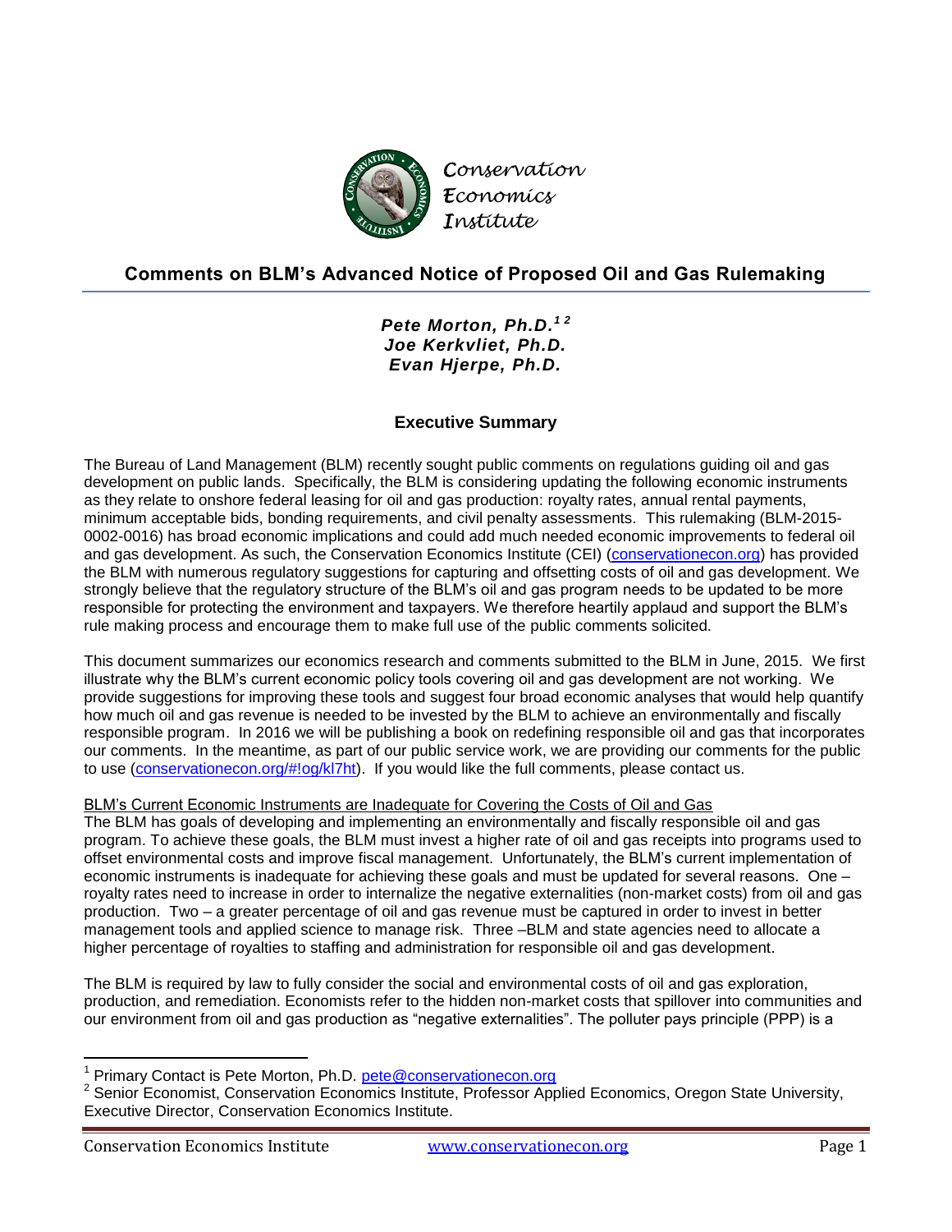Conservation Economics Institute

# Comments on BLM's Advanced Notice of Proposed Oil and Gas Rulemaking

***Pete Morton, Ph.D.[1][2]***
***Joe Kerkvliet, Ph.D.***
***Evan Hjerpe, Ph.D.***

## Executive Summary

The Bureau of Land Management (BLM) recently sought public comments on regulations guiding oil and gas development on public lands. Specifically, the BLM is considering updating the following economic instruments as they relate to onshore federal leasing for oil and gas production: royalty rates, annual rental payments, minimum acceptable bids, bonding requirements, and civil penalty assessments. This rulemaking (BLM-2015-0002-0016) has broad economic implications and could add much needed economic improvements to federal oil and gas development. As such, the Conservation Economics Institute (CEI) (conservationecon.org) has provided the BLM with numerous regulatory suggestions for capturing and offsetting costs of oil and gas development. We strongly believe that the regulatory structure of the BLM's oil and gas program needs to be updated to be more responsible for protecting the environment and taxpayers. We therefore heartily applaud and support the BLM's rule making process and encourage them to make full use of the public comments solicited.

This document summarizes our economics research and comments submitted to the BLM in June, 2015. We first illustrate why the BLM's current economic policy tools covering oil and gas development are not working. We provide suggestions for improving these tools and suggest four broad economic analyses that would help quantify how much oil and gas revenue is needed to be invested by the BLM to achieve an environmentally and fiscally responsible program. In 2016 we will be publishing a book on redefining responsible oil and gas that incorporates our comments. In the meantime, as part of our public service work, we are providing our comments for the public to use (conservationecon.org/#!og/kl7ht). If you would like the full comments, please contact us.

<u>BLM's Current Economic Instruments are Inadequate for Covering the Costs of Oil and Gas</u>

The BLM has goals of developing and implementing an environmentally and fiscally responsible oil and gas program. To achieve these goals, the BLM must invest a higher rate of oil and gas receipts into programs used to offset environmental costs and improve fiscal management. Unfortunately, the BLM's current implementation of economic instruments is inadequate for achieving these goals and must be updated for several reasons. One – royalty rates need to increase in order to internalize the negative externalities (non-market costs) from oil and gas production. Two – a greater percentage of oil and gas revenue must be captured in order to invest in better management tools and applied science to manage risk. Three –BLM and state agencies need to allocate a higher percentage of royalties to staffing and administration for responsible oil and gas development.

The BLM is required by law to fully consider the social and environmental costs of oil and gas exploration, production, and remediation. Economists refer to the hidden non-market costs that spillover into communities and our environment from oil and gas production as "negative externalities". The polluter pays principle (PPP) is a

---

[1] Primary Contact is Pete Morton, Ph.D. pete@conservationecon.org

[2] Senior Economist, Conservation Economics Institute, Professor Applied Economics, Oregon State University, Executive Director, Conservation Economics Institute.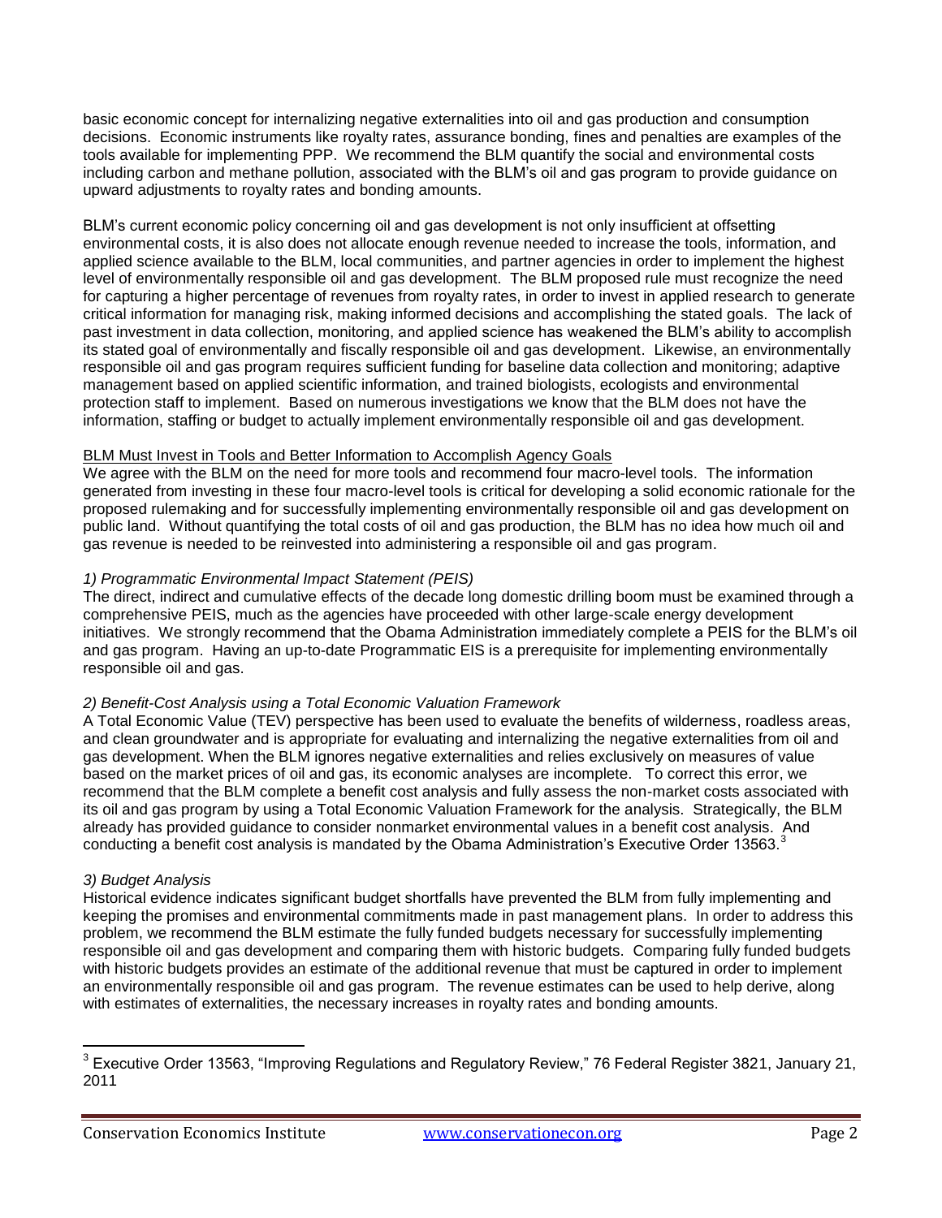basic economic concept for internalizing negative externalities into oil and gas production and consumption decisions. Economic instruments like royalty rates, assurance bonding, fines and penalties are examples of the tools available for implementing PPP. We recommend the BLM quantify the social and environmental costs including carbon and methane pollution, associated with the BLM's oil and gas program to provide guidance on upward adjustments to royalty rates and bonding amounts.

BLM's current economic policy concerning oil and gas development is not only insufficient at offsetting environmental costs, it is also does not allocate enough revenue needed to increase the tools, information, and applied science available to the BLM, local communities, and partner agencies in order to implement the highest level of environmentally responsible oil and gas development. The BLM proposed rule must recognize the need for capturing a higher percentage of revenues from royalty rates, in order to invest in applied research to generate critical information for managing risk, making informed decisions and accomplishing the stated goals. The lack of past investment in data collection, monitoring, and applied science has weakened the BLM's ability to accomplish its stated goal of environmentally and fiscally responsible oil and gas development. Likewise, an environmentally responsible oil and gas program requires sufficient funding for baseline data collection and monitoring; adaptive management based on applied scientific information, and trained biologists, ecologists and environmental protection staff to implement. Based on numerous investigations we know that the BLM does not have the information, staffing or budget to actually implement environmentally responsible oil and gas development.

<u>BLM Must Invest in Tools and Better Information to Accomplish Agency Goals</u>

We agree with the BLM on the need for more tools and recommend four macro-level tools. The information generated from investing in these four macro-level tools is critical for developing a solid economic rationale for the proposed rulemaking and for successfully implementing environmentally responsible oil and gas development on public land. Without quantifying the total costs of oil and gas production, the BLM has no idea how much oil and gas revenue is needed to be reinvested into administering a responsible oil and gas program.

*1) Programmatic Environmental Impact Statement (PEIS)*

The direct, indirect and cumulative effects of the decade long domestic drilling boom must be examined through a comprehensive PEIS, much as the agencies have proceeded with other large-scale energy development initiatives. We strongly recommend that the Obama Administration immediately complete a PEIS for the BLM's oil and gas program. Having an up-to-date Programmatic EIS is a prerequisite for implementing environmentally responsible oil and gas.

*2) Benefit-Cost Analysis using a Total Economic Valuation Framework*

A Total Economic Value (TEV) perspective has been used to evaluate the benefits of wilderness, roadless areas, and clean groundwater and is appropriate for evaluating and internalizing the negative externalities from oil and gas development. When the BLM ignores negative externalities and relies exclusively on measures of value based on the market prices of oil and gas, its economic analyses are incomplete. To correct this error, we recommend that the BLM complete a benefit cost analysis and fully assess the non-market costs associated with its oil and gas program by using a Total Economic Valuation Framework for the analysis. Strategically, the BLM already has provided guidance to consider nonmarket environmental values in a benefit cost analysis. And conducting a benefit cost analysis is mandated by the Obama Administration's Executive Order 13563.[3]

*3) Budget Analysis*

Historical evidence indicates significant budget shortfalls have prevented the BLM from fully implementing and keeping the promises and environmental commitments made in past management plans. In order to address this problem, we recommend the BLM estimate the fully funded budgets necessary for successfully implementing responsible oil and gas development and comparing them with historic budgets. Comparing fully funded budgets with historic budgets provides an estimate of the additional revenue that must be captured in order to implement an environmentally responsible oil and gas program. The revenue estimates can be used to help derive, along with estimates of externalities, the necessary increases in royalty rates and bonding amounts.

---

[3] Executive Order 13563, "Improving Regulations and Regulatory Review," 76 Federal Register 3821, January 21, 2011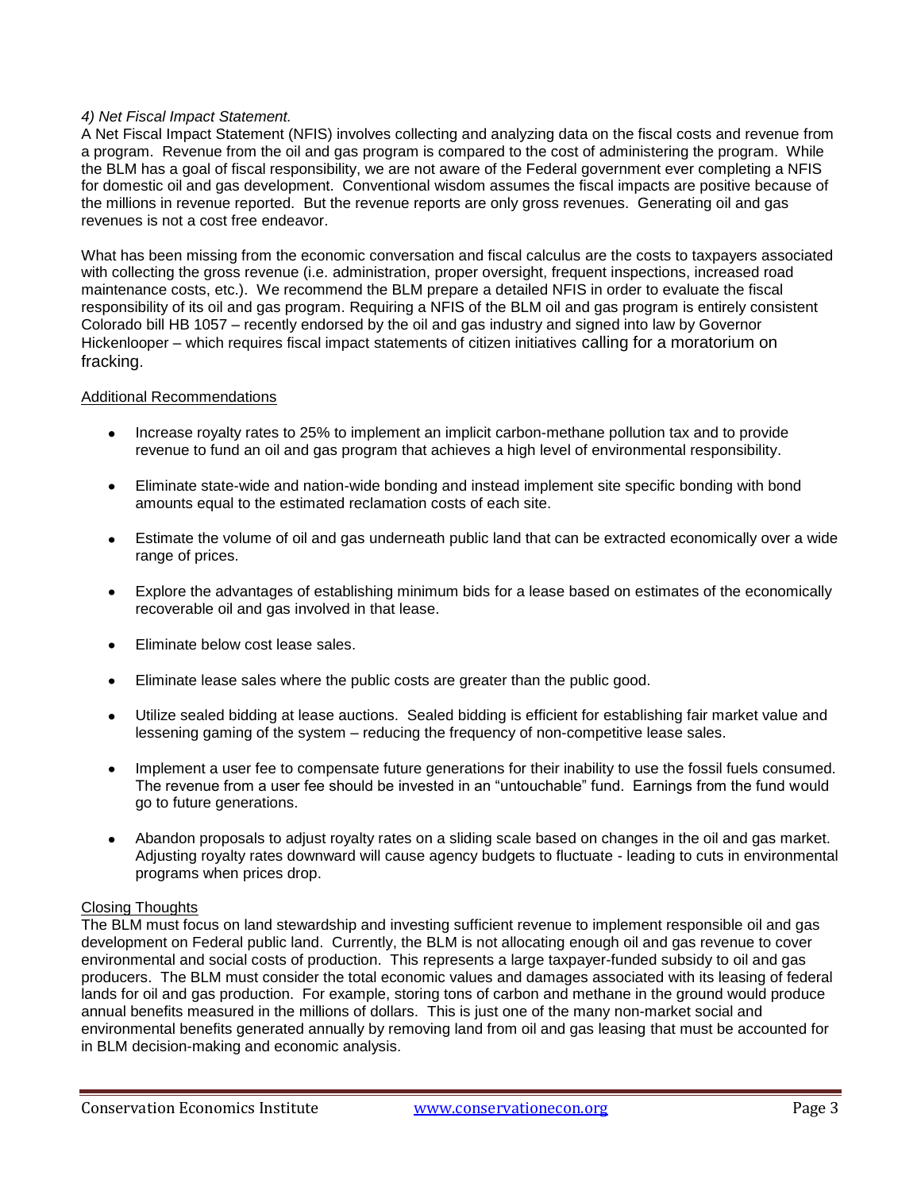*4) Net Fiscal Impact Statement.*

A Net Fiscal Impact Statement (NFIS) involves collecting and analyzing data on the fiscal costs and revenue from a program. Revenue from the oil and gas program is compared to the cost of administering the program. While the BLM has a goal of fiscal responsibility, we are not aware of the Federal government ever completing a NFIS for domestic oil and gas development. Conventional wisdom assumes the fiscal impacts are positive because of the millions in revenue reported. But the revenue reports are only gross revenues. Generating oil and gas revenues is not a cost free endeavor.

What has been missing from the economic conversation and fiscal calculus are the costs to taxpayers associated with collecting the gross revenue (i.e. administration, proper oversight, frequent inspections, increased road maintenance costs, etc.). We recommend the BLM prepare a detailed NFIS in order to evaluate the fiscal responsibility of its oil and gas program. Requiring a NFIS of the BLM oil and gas program is entirely consistent Colorado bill HB 1057 – recently endorsed by the oil and gas industry and signed into law by Governor Hickenlooper – which requires fiscal impact statements of citizen initiatives calling for a moratorium on fracking.

Additional Recommendations

- Increase royalty rates to 25% to implement an implicit carbon-methane pollution tax and to provide revenue to fund an oil and gas program that achieves a high level of environmental responsibility.
- Eliminate state-wide and nation-wide bonding and instead implement site specific bonding with bond amounts equal to the estimated reclamation costs of each site.
- Estimate the volume of oil and gas underneath public land that can be extracted economically over a wide range of prices.
- Explore the advantages of establishing minimum bids for a lease based on estimates of the economically recoverable oil and gas involved in that lease.
- Eliminate below cost lease sales.
- Eliminate lease sales where the public costs are greater than the public good.
- Utilize sealed bidding at lease auctions. Sealed bidding is efficient for establishing fair market value and lessening gaming of the system – reducing the frequency of non-competitive lease sales.
- Implement a user fee to compensate future generations for their inability to use the fossil fuels consumed. The revenue from a user fee should be invested in an "untouchable" fund. Earnings from the fund would go to future generations.
- Abandon proposals to adjust royalty rates on a sliding scale based on changes in the oil and gas market. Adjusting royalty rates downward will cause agency budgets to fluctuate - leading to cuts in environmental programs when prices drop.

Closing Thoughts

The BLM must focus on land stewardship and investing sufficient revenue to implement responsible oil and gas development on Federal public land. Currently, the BLM is not allocating enough oil and gas revenue to cover environmental and social costs of production. This represents a large taxpayer-funded subsidy to oil and gas producers. The BLM must consider the total economic values and damages associated with its leasing of federal lands for oil and gas production. For example, storing tons of carbon and methane in the ground would produce annual benefits measured in the millions of dollars. This is just one of the many non-market social and environmental benefits generated annually by removing land from oil and gas leasing that must be accounted for in BLM decision-making and economic analysis.